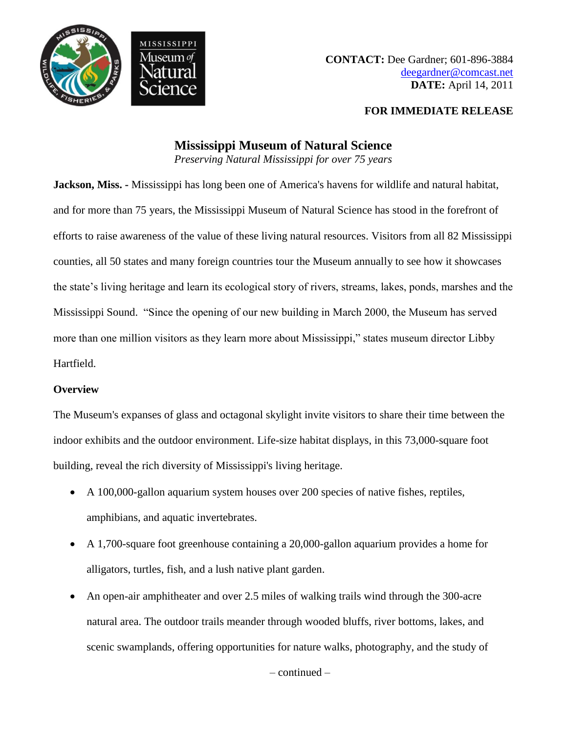**CONTACT:** Dee Gardner; 601-896-3884
deegardner@comcast.net
**DATE:** April 14, 2011

**FOR IMMEDIATE RELEASE**

# Mississippi Museum of Natural Science

*Preserving Natural Mississippi for over 75 years*

**Jackson, Miss. -** Mississippi has long been one of America's havens for wildlife and natural habitat, and for more than 75 years, the Mississippi Museum of Natural Science has stood in the forefront of efforts to raise awareness of the value of these living natural resources. Visitors from all 82 Mississippi counties, all 50 states and many foreign countries tour the Museum annually to see how it showcases the state's living heritage and learn its ecological story of rivers, streams, lakes, ponds, marshes and the Mississippi Sound. "Since the opening of our new building in March 2000, the Museum has served more than one million visitors as they learn more about Mississippi," states museum director Libby Hartfield.

**Overview**

The Museum's expanses of glass and octagonal skylight invite visitors to share their time between the indoor exhibits and the outdoor environment. Life-size habitat displays, in this 73,000-square foot building, reveal the rich diversity of Mississippi's living heritage.

- A 100,000-gallon aquarium system houses over 200 species of native fishes, reptiles, amphibians, and aquatic invertebrates.
- A 1,700-square foot greenhouse containing a 20,000-gallon aquarium provides a home for alligators, turtles, fish, and a lush native plant garden.
- An open-air amphitheater and over 2.5 miles of walking trails wind through the 300-acre natural area. The outdoor trails meander through wooded bluffs, river bottoms, lakes, and scenic swamplands, offering opportunities for nature walks, photography, and the study of

– continued –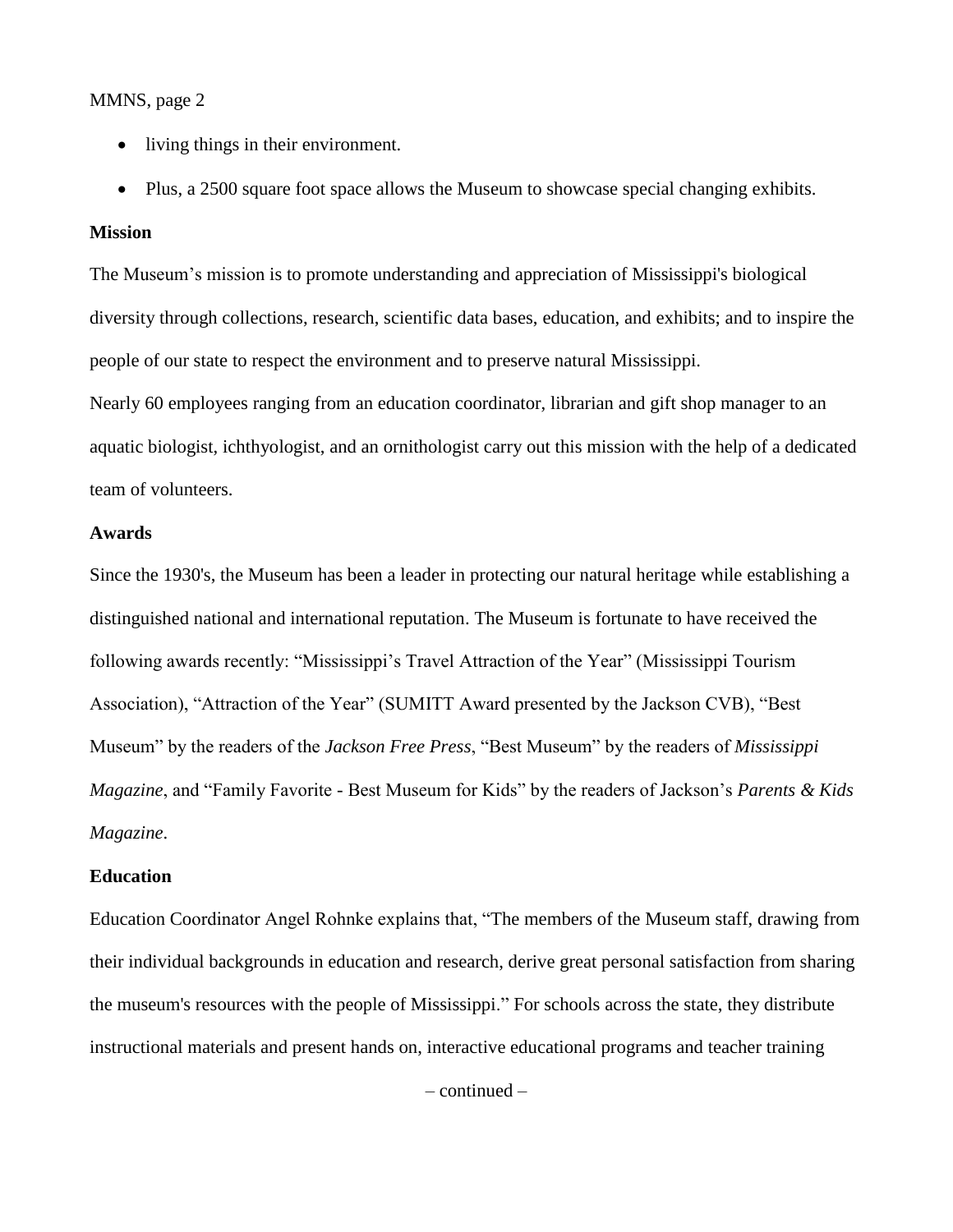- living things in their environment.
- Plus, a 2500 square foot space allows the Museum to showcase special changing exhibits.

**Mission**

The Museum's mission is to promote understanding and appreciation of Mississippi's biological diversity through collections, research, scientific data bases, education, and exhibits; and to inspire the people of our state to respect the environment and to preserve natural Mississippi.

Nearly 60 employees ranging from an education coordinator, librarian and gift shop manager to an aquatic biologist, ichthyologist, and an ornithologist carry out this mission with the help of a dedicated team of volunteers.

**Awards**

Since the 1930's, the Museum has been a leader in protecting our natural heritage while establishing a distinguished national and international reputation. The Museum is fortunate to have received the following awards recently: "Mississippi's Travel Attraction of the Year" (Mississippi Tourism Association), "Attraction of the Year" (SUMITT Award presented by the Jackson CVB), "Best Museum" by the readers of the *Jackson Free Press*, "Best Museum" by the readers of *Mississippi Magazine*, and "Family Favorite - Best Museum for Kids" by the readers of Jackson's *Parents & Kids Magazine*.

**Education**

Education Coordinator Angel Rohnke explains that, "The members of the Museum staff, drawing from their individual backgrounds in education and research, derive great personal satisfaction from sharing the museum's resources with the people of Mississippi." For schools across the state, they distribute instructional materials and present hands on, interactive educational programs and teacher training

– continued –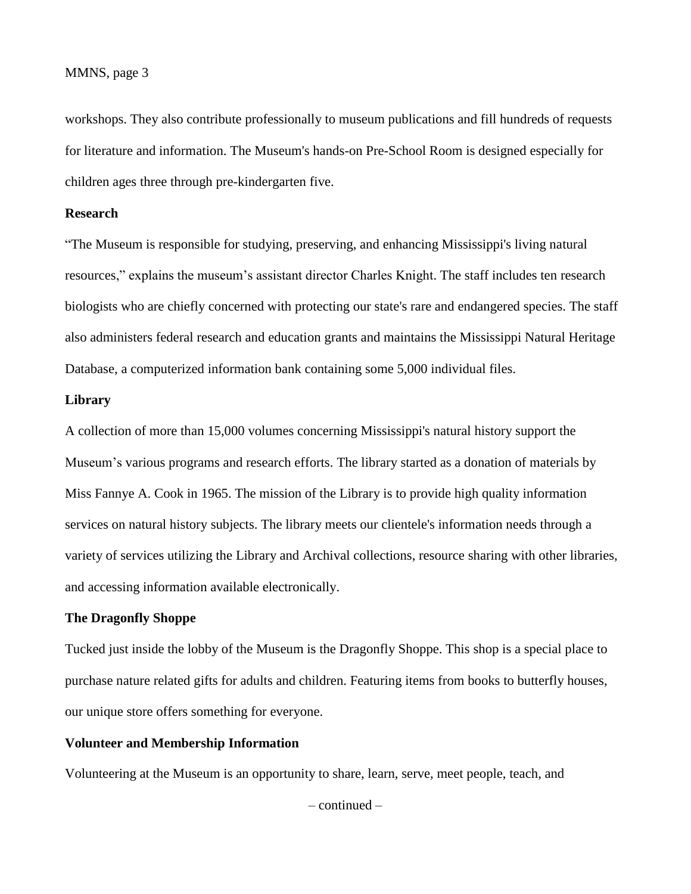workshops. They also contribute professionally to museum publications and fill hundreds of requests for literature and information. The Museum's hands-on Pre-School Room is designed especially for children ages three through pre-kindergarten five.

**Research**

"The Museum is responsible for studying, preserving, and enhancing Mississippi's living natural resources," explains the museum's assistant director Charles Knight. The staff includes ten research biologists who are chiefly concerned with protecting our state's rare and endangered species. The staff also administers federal research and education grants and maintains the Mississippi Natural Heritage Database, a computerized information bank containing some 5,000 individual files.

**Library**

A collection of more than 15,000 volumes concerning Mississippi's natural history support the Museum's various programs and research efforts. The library started as a donation of materials by Miss Fannye A. Cook in 1965. The mission of the Library is to provide high quality information services on natural history subjects. The library meets our clientele's information needs through a variety of services utilizing the Library and Archival collections, resource sharing with other libraries, and accessing information available electronically.

**The Dragonfly Shoppe**

Tucked just inside the lobby of the Museum is the Dragonfly Shoppe. This shop is a special place to purchase nature related gifts for adults and children. Featuring items from books to butterfly houses, our unique store offers something for everyone.

**Volunteer and Membership Information**

Volunteering at the Museum is an opportunity to share, learn, serve, meet people, teach, and

– continued –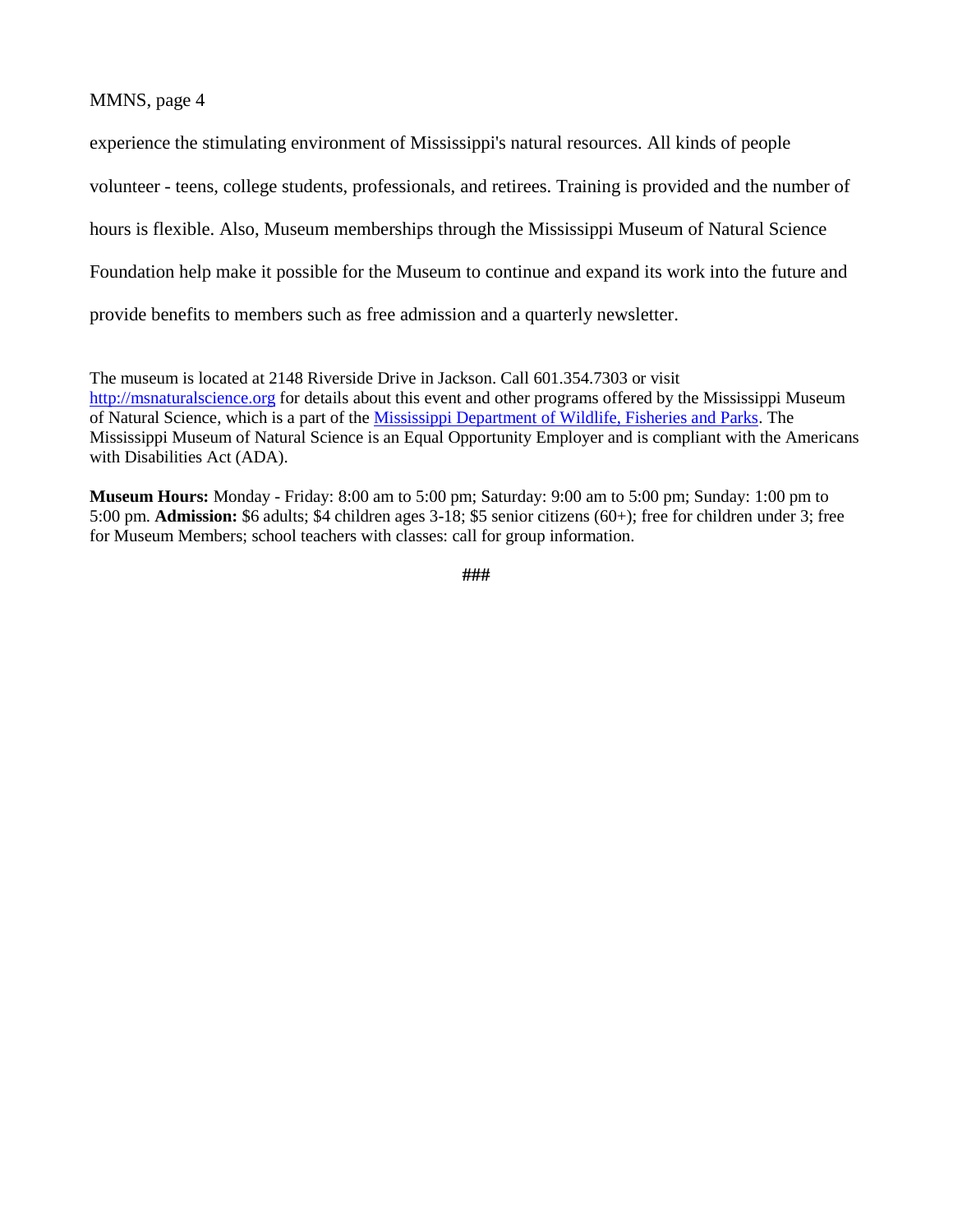experience the stimulating environment of Mississippi's natural resources. All kinds of people volunteer - teens, college students, professionals, and retirees. Training is provided and the number of hours is flexible. Also, Museum memberships through the Mississippi Museum of Natural Science Foundation help make it possible for the Museum to continue and expand its work into the future and provide benefits to members such as free admission and a quarterly newsletter.

The museum is located at 2148 Riverside Drive in Jackson. Call 601.354.7303 or visit [http://msnaturalscience.org](http://msnaturalscience.org) for details about this event and other programs offered by the Mississippi Museum of Natural Science, which is a part of the Mississippi Department of Wildlife, Fisheries and Parks. The Mississippi Museum of Natural Science is an Equal Opportunity Employer and is compliant with the Americans with Disabilities Act (ADA).

**Museum Hours:** Monday - Friday: 8:00 am to 5:00 pm; Saturday: 9:00 am to 5:00 pm; Sunday: 1:00 pm to 5:00 pm. **Admission:** $6 adults; $4 children ages 3-18; $5 senior citizens (60+); free for children under 3; free for Museum Members; school teachers with classes: call for group information.

**###**